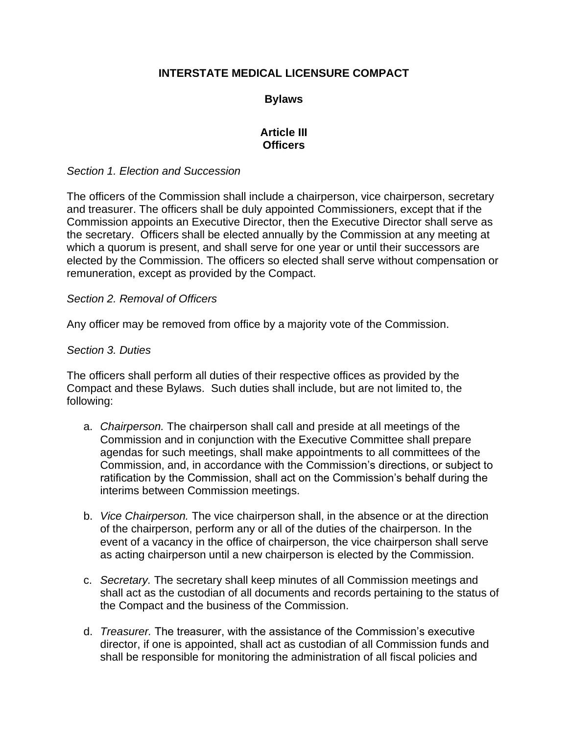# INTERSTATE MEDICAL LICENSURE COMPACT

## Bylaws

## Article III
## Officers

*Section 1. Election and Succession*

The officers of the Commission shall include a chairperson, vice chairperson, secretary and treasurer. The officers shall be duly appointed Commissioners, except that if the Commission appoints an Executive Director, then the Executive Director shall serve as the secretary. Officers shall be elected annually by the Commission at any meeting at which a quorum is present, and shall serve for one year or until their successors are elected by the Commission. The officers so elected shall serve without compensation or remuneration, except as provided by the Compact.

*Section 2. Removal of Officers*

Any officer may be removed from office by a majority vote of the Commission.

*Section 3. Duties*

The officers shall perform all duties of their respective offices as provided by the Compact and these Bylaws. Such duties shall include, but are not limited to, the following:

a. *Chairperson.* The chairperson shall call and preside at all meetings of the Commission and in conjunction with the Executive Committee shall prepare agendas for such meetings, shall make appointments to all committees of the Commission, and, in accordance with the Commission's directions, or subject to ratification by the Commission, shall act on the Commission's behalf during the interims between Commission meetings.

b. *Vice Chairperson.* The vice chairperson shall, in the absence or at the direction of the chairperson, perform any or all of the duties of the chairperson. In the event of a vacancy in the office of chairperson, the vice chairperson shall serve as acting chairperson until a new chairperson is elected by the Commission.

c. *Secretary.* The secretary shall keep minutes of all Commission meetings and shall act as the custodian of all documents and records pertaining to the status of the Compact and the business of the Commission.

d. *Treasurer.* The treasurer, with the assistance of the Commission's executive director, if one is appointed, shall act as custodian of all Commission funds and shall be responsible for monitoring the administration of all fiscal policies and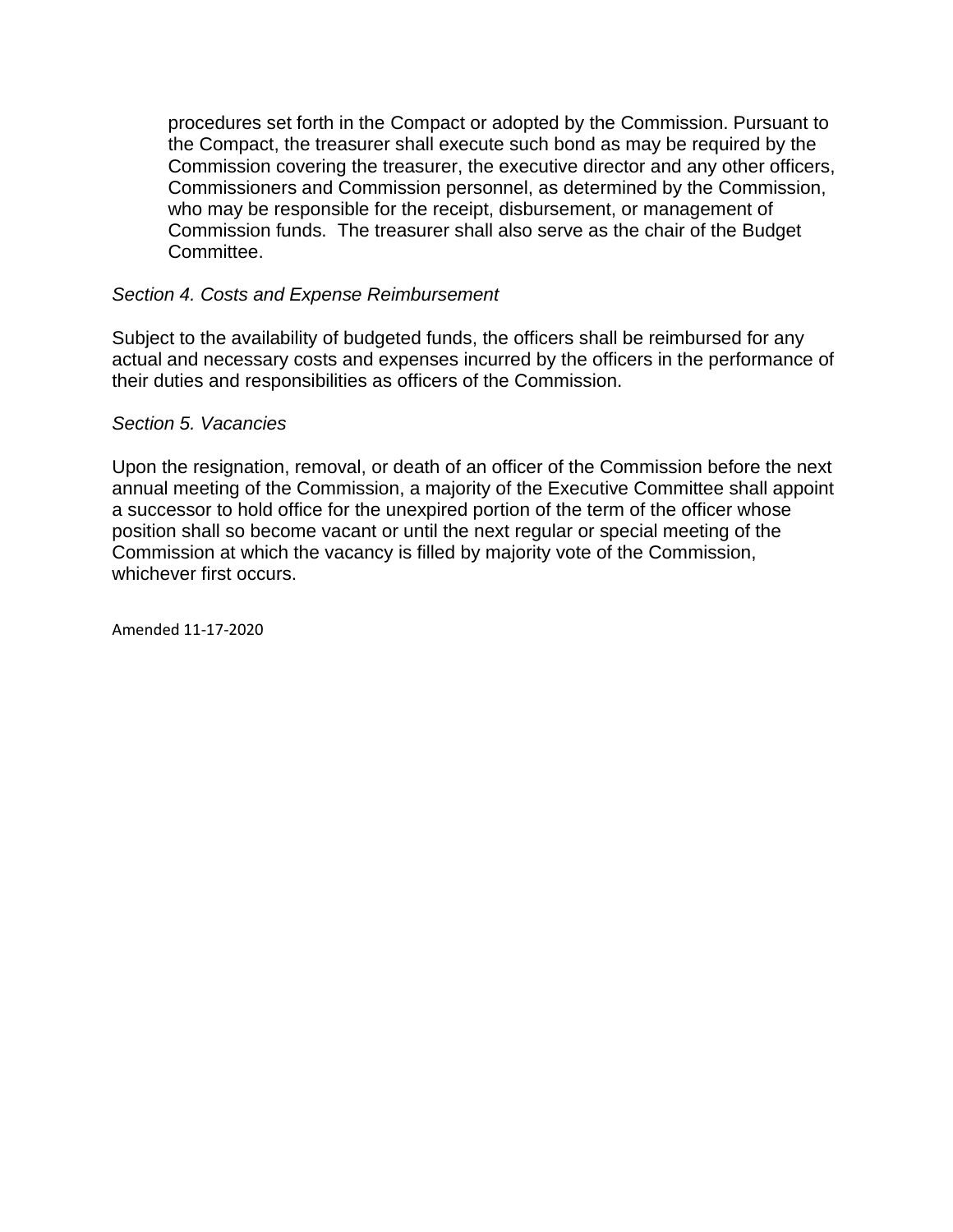procedures set forth in the Compact or adopted by the Commission. Pursuant to the Compact, the treasurer shall execute such bond as may be required by the Commission covering the treasurer, the executive director and any other officers, Commissioners and Commission personnel, as determined by the Commission, who may be responsible for the receipt, disbursement, or management of Commission funds. The treasurer shall also serve as the chair of the Budget Committee.

*Section 4. Costs and Expense Reimbursement*

Subject to the availability of budgeted funds, the officers shall be reimbursed for any actual and necessary costs and expenses incurred by the officers in the performance of their duties and responsibilities as officers of the Commission.

*Section 5. Vacancies*

Upon the resignation, removal, or death of an officer of the Commission before the next annual meeting of the Commission, a majority of the Executive Committee shall appoint a successor to hold office for the unexpired portion of the term of the officer whose position shall so become vacant or until the next regular or special meeting of the Commission at which the vacancy is filled by majority vote of the Commission, whichever first occurs.

Amended 11-17-2020